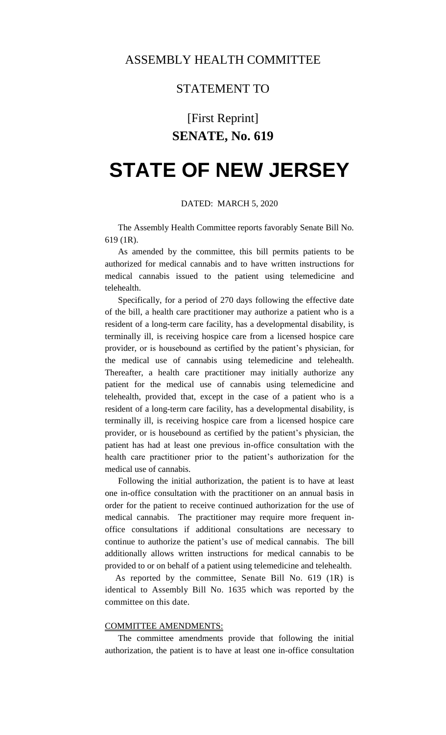ASSEMBLY HEALTH COMMITTEE

STATEMENT TO

[First Reprint]

**SENATE, No. 619**

# STATE OF NEW JERSEY

DATED: MARCH 5, 2020

The Assembly Health Committee reports favorably Senate Bill No. 619 (1R).

As amended by the committee, this bill permits patients to be authorized for medical cannabis and to have written instructions for medical cannabis issued to the patient using telemedicine and telehealth.

Specifically, for a period of 270 days following the effective date of the bill, a health care practitioner may authorize a patient who is a resident of a long-term care facility, has a developmental disability, is terminally ill, is receiving hospice care from a licensed hospice care provider, or is housebound as certified by the patient's physician, for the medical use of cannabis using telemedicine and telehealth. Thereafter, a health care practitioner may initially authorize any patient for the medical use of cannabis using telemedicine and telehealth, provided that, except in the case of a patient who is a resident of a long-term care facility, has a developmental disability, is terminally ill, is receiving hospice care from a licensed hospice care provider, or is housebound as certified by the patient's physician, the patient has had at least one previous in-office consultation with the health care practitioner prior to the patient's authorization for the medical use of cannabis.

Following the initial authorization, the patient is to have at least one in-office consultation with the practitioner on an annual basis in order for the patient to receive continued authorization for the use of medical cannabis. The practitioner may require more frequent in-office consultations if additional consultations are necessary to continue to authorize the patient's use of medical cannabis. The bill additionally allows written instructions for medical cannabis to be provided to or on behalf of a patient using telemedicine and telehealth.

As reported by the committee, Senate Bill No. 619 (1R) is identical to Assembly Bill No. 1635 which was reported by the committee on this date.

COMMITTEE AMENDMENTS:

The committee amendments provide that following the initial authorization, the patient is to have at least one in-office consultation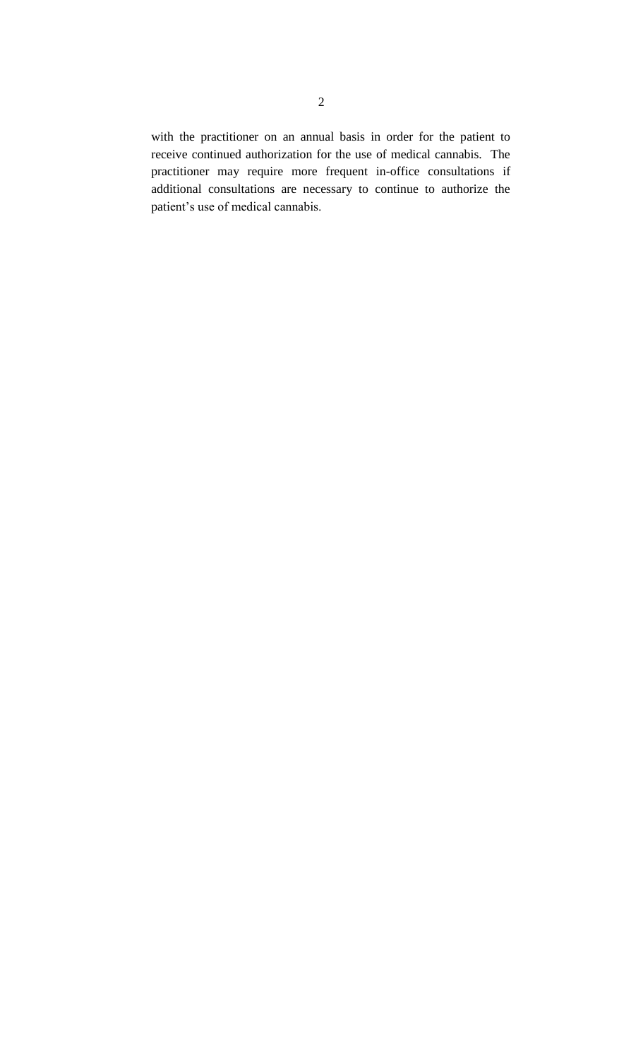with the practitioner on an annual basis in order for the patient to receive continued authorization for the use of medical cannabis. The practitioner may require more frequent in-office consultations if additional consultations are necessary to continue to authorize the patient's use of medical cannabis.